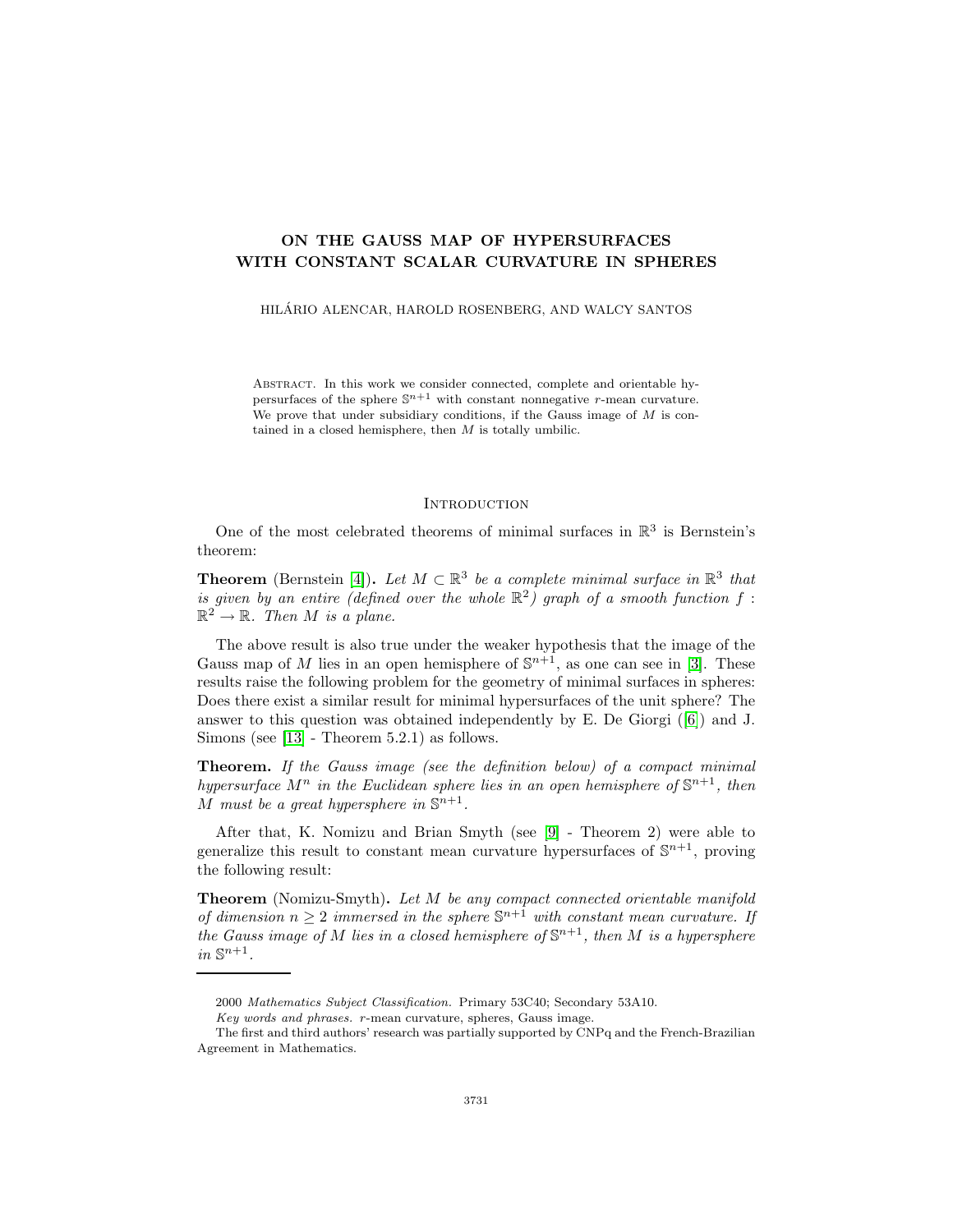# ON THE GAUSS MAP OF HYPERSURFACES WITH CONSTANT SCALAR CURVATURE IN SPHERES

HILÁRIO ALENCAR, HAROLD ROSENBERG, AND WALCY SANTOS

Abstract. In this work we consider connected, complete and orientable hypersurfaces of the sphere $\mathbb{S}^{n+1}$ with constant nonnegative $r$-mean curvature. We prove that under subsidiary conditions, if the Gauss image of $M$ is contained in a closed hemisphere, then $M$ is totally umbilic.

## Introduction

One of the most celebrated theorems of minimal surfaces in $\mathbb{R}^3$ is Bernstein's theorem:

**Theorem** (Bernstein [4]). *Let $M \subset \mathbb{R}^3$ be a complete minimal surface in $\mathbb{R}^3$ that is given by an entire (defined over the whole $\mathbb{R}^2$) graph of a smooth function $f : \mathbb{R}^2 \to \mathbb{R}$. Then $M$ is a plane.*

The above result is also true under the weaker hypothesis that the image of the Gauss map of $M$ lies in an open hemisphere of $\mathbb{S}^{n+1}$, as one can see in [3]. These results raise the following problem for the geometry of minimal surfaces in spheres: Does there exist a similar result for minimal hypersurfaces of the unit sphere? The answer to this question was obtained independently by E. De Giorgi ([6]) and J. Simons (see [13] - Theorem 5.2.1) as follows.

**Theorem.** *If the Gauss image (see the definition below) of a compact minimal hypersurface $M^n$ in the Euclidean sphere lies in an open hemisphere of $\mathbb{S}^{n+1}$, then $M$ must be a great hypersphere in $\mathbb{S}^{n+1}$.*

After that, K. Nomizu and Brian Smyth (see [9] - Theorem 2) were able to generalize this result to constant mean curvature hypersurfaces of $\mathbb{S}^{n+1}$, proving the following result:

**Theorem** (Nomizu-Smyth)**.** *Let $M$ be any compact connected orientable manifold of dimension $n \geq 2$ immersed in the sphere $\mathbb{S}^{n+1}$ with constant mean curvature. If the Gauss image of $M$ lies in a closed hemisphere of $\mathbb{S}^{n+1}$, then $M$ is a hypersphere in $\mathbb{S}^{n+1}$.*

---

2000 *Mathematics Subject Classification.* Primary 53C40; Secondary 53A10.

*Key words and phrases.* $r$-mean curvature, spheres, Gauss image.

The first and third authors' research was partially supported by CNPq and the French-Brazilian Agreement in Mathematics.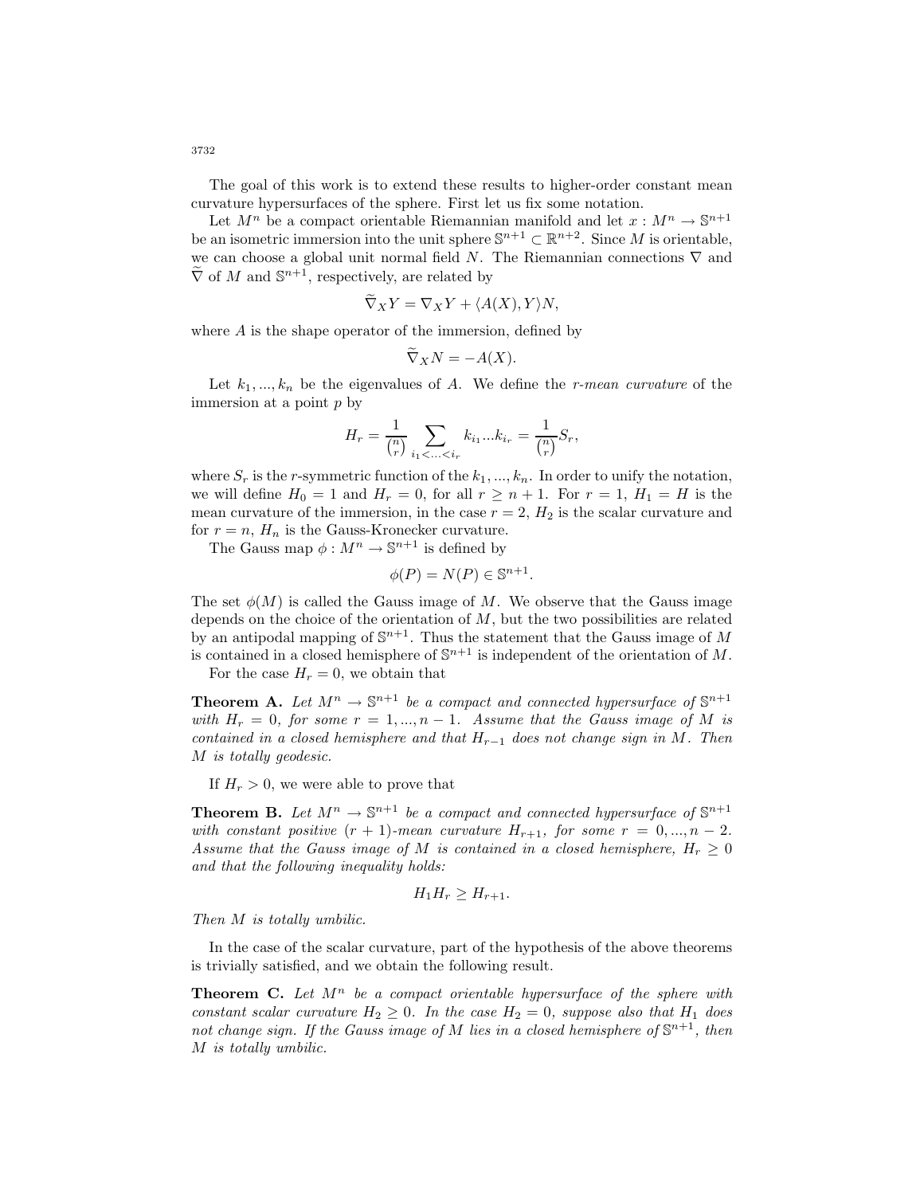The goal of this work is to extend these results to higher-order constant mean curvature hypersurfaces of the sphere. First let us fix some notation.

Let $M^n$ be a compact orientable Riemannian manifold and let $x : M^n \to \mathbb{S}^{n+1}$ be an isometric immersion into the unit sphere $\mathbb{S}^{n+1} \subset \mathbb{R}^{n+2}$. Since $M$ is orientable, we can choose a global unit normal field $N$. The Riemannian connections $\nabla$ and $\widetilde{\nabla}$ of $M$ and $\mathbb{S}^{n+1}$, respectively, are related by

$$\widetilde{\nabla}_X Y = \nabla_X Y + \langle A(X), Y \rangle N,$$

where $A$ is the shape operator of the immersion, defined by

$$\widetilde{\nabla}_X N = -A(X).$$

Let $k_1, ..., k_n$ be the eigenvalues of $A$. We define the *r-mean curvature* of the immersion at a point $p$ by

$$H_r = \frac{1}{\binom{n}{r}} \sum_{i_1 < ... < i_r} k_{i_1} ... k_{i_r} = \frac{1}{\binom{n}{r}} S_r,$$

where $S_r$ is the $r$-symmetric function of the $k_1, ..., k_n$. In order to unify the notation, we will define $H_0 = 1$ and $H_r = 0$, for all $r \geq n+1$. For $r = 1$, $H_1 = H$ is the mean curvature of the immersion, in the case $r = 2$, $H_2$ is the scalar curvature and for $r = n$, $H_n$ is the Gauss-Kronecker curvature.

The Gauss map $\phi : M^n \to \mathbb{S}^{n+1}$ is defined by

$$\phi(P) = N(P) \in \mathbb{S}^{n+1}.$$

The set $\phi(M)$ is called the Gauss image of $M$. We observe that the Gauss image depends on the choice of the orientation of $M$, but the two possibilities are related by an antipodal mapping of $\mathbb{S}^{n+1}$. Thus the statement that the Gauss image of $M$ is contained in a closed hemisphere of $\mathbb{S}^{n+1}$ is independent of the orientation of $M$.

For the case $H_r = 0$, we obtain that

**Theorem A.** *Let $M^n \to \mathbb{S}^{n+1}$ be a compact and connected hypersurface of $\mathbb{S}^{n+1}$ with $H_r = 0$, for some $r = 1, ..., n-1$. Assume that the Gauss image of $M$ is contained in a closed hemisphere and that $H_{r-1}$ does not change sign in $M$. Then $M$ is totally geodesic.*

If $H_r > 0$, we were able to prove that

**Theorem B.** *Let $M^n \to \mathbb{S}^{n+1}$ be a compact and connected hypersurface of $\mathbb{S}^{n+1}$ with constant positive $(r+1)$-mean curvature $H_{r+1}$, for some $r = 0, ..., n-2$. Assume that the Gauss image of $M$ is contained in a closed hemisphere, $H_r \geq 0$ and that the following inequality holds:*

$$H_1 H_r \geq H_{r+1}.$$

*Then $M$ is totally umbilic.*

In the case of the scalar curvature, part of the hypothesis of the above theorems is trivially satisfied, and we obtain the following result.

**Theorem C.** *Let $M^n$ be a compact orientable hypersurface of the sphere with constant scalar curvature $H_2 \geq 0$. In the case $H_2 = 0$, suppose also that $H_1$ does not change sign. If the Gauss image of $M$ lies in a closed hemisphere of $\mathbb{S}^{n+1}$, then $M$ is totally umbilic.*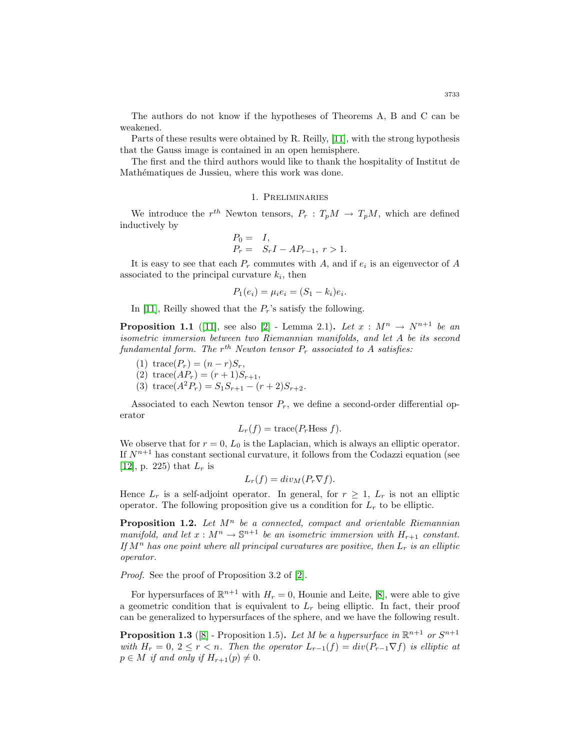The authors do not know if the hypotheses of Theorems A, B and C can be weakened.

Parts of these results were obtained by R. Reilly, [11], with the strong hypothesis that the Gauss image is contained in an open hemisphere.

The first and the third authors would like to thank the hospitality of Institut de Mathématiques de Jussieu, where this work was done.

## 1. Preliminaries

We introduce the $r^{th}$ Newton tensors, $P_r : T_pM \to T_pM$, which are defined inductively by

$$\begin{aligned} P_0 &= I, \\ P_r &= S_r I - AP_{r-1},\ r > 1. \end{aligned}$$

It is easy to see that each $P_r$ commutes with $A$, and if $e_i$ is an eigenvector of $A$ associated to the principal curvature $k_i$, then

$$P_1(e_i) = \mu_i e_i = (S_1 - k_i)e_i.$$

In [11], Reilly showed that the $P_r$'s satisfy the following.

**Proposition 1.1** ([11], see also [2] - Lemma 2.1)**.** *Let $x : M^n \to N^{n+1}$ be an isometric immersion between two Riemannian manifolds, and let $A$ be its second fundamental form. The $r^{th}$ Newton tensor $P_r$ associated to $A$ satisfies:*

1. $\text{trace}(P_r) = (n - r)S_r$,
2. $\text{trace}(AP_r) = (r + 1)S_{r+1}$,
3. $\text{trace}(A^2P_r) = S_1S_{r+1} - (r + 2)S_{r+2}$.

Associated to each Newton tensor $P_r$, we define a second-order differential operator

$$L_r(f) = \text{trace}(P_r \text{Hess } f).$$

We observe that for $r = 0$, $L_0$ is the Laplacian, which is always an elliptic operator. If $N^{n+1}$ has constant sectional curvature, it follows from the Codazzi equation (see [12], p. 225) that $L_r$ is

$$L_r(f) = div_M(P_r \nabla f).$$

Hence $L_r$ is a self-adjoint operator. In general, for $r \geq 1$, $L_r$ is not an elliptic operator. The following proposition give us a condition for $L_r$ to be elliptic.

**Proposition 1.2.** *Let $M^n$ be a connected, compact and orientable Riemannian manifold, and let $x : M^n \to \mathbb{S}^{n+1}$ be an isometric immersion with $H_{r+1}$ constant. If $M^n$ has one point where all principal curvatures are positive, then $L_r$ is an elliptic operator.*

*Proof.* See the proof of Proposition 3.2 of [2].

For hypersurfaces of $\mathbb{R}^{n+1}$ with $H_r = 0$, Hounie and Leite, [8], were able to give a geometric condition that is equivalent to $L_r$ being elliptic. In fact, their proof can be generalized to hypersurfaces of the sphere, and we have the following result.

**Proposition 1.3** ([8] - Proposition 1.5)**.** *Let $M$ be a hypersurface in $\mathbb{R}^{n+1}$ or $S^{n+1}$ with $H_r = 0$, $2 \leq r < n$. Then the operator $L_{r-1}(f) = div(P_{r-1}\nabla f)$ is elliptic at $p \in M$ if and only if $H_{r+1}(p) \neq 0$.*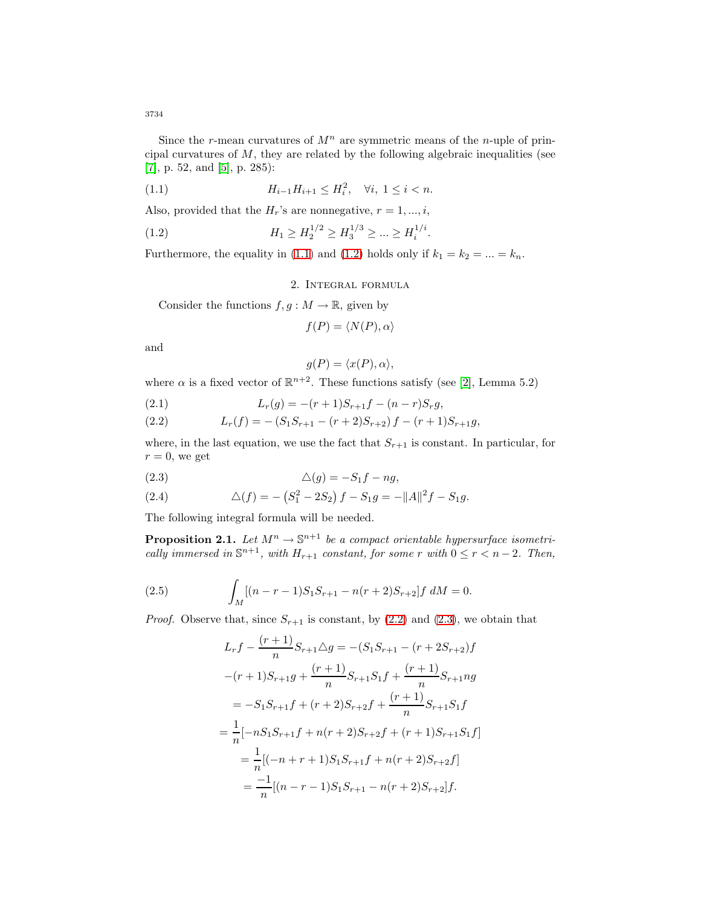Since the $r$-mean curvatures of $M^n$ are symmetric means of the $n$-uple of principal curvatures of $M$, they are related by the following algebraic inequalities (see [7], p. 52, and [5], p. 285):

$$H_{i-1}H_{i+1} \leq H_i^2, \quad \forall i,\ 1 \leq i < n. \tag{1.1}$$

Also, provided that the $H_r$'s are nonnegative, $r = 1, ..., i$,

$$H_1 \geq H_2^{1/2} \geq H_3^{1/3} \geq ... \geq H_i^{1/i}. \tag{1.2}$$

Furthermore, the equality in (1.1) and (1.2) holds only if $k_1 = k_2 = ... = k_n$.

## 2. Integral formula

Consider the functions $f, g : M \to \mathbb{R}$, given by

$$f(P) = \langle N(P), \alpha \rangle$$

and

$$g(P) = \langle x(P), \alpha \rangle,$$

where $\alpha$ is a fixed vector of $\mathbb{R}^{n+2}$. These functions satisfy (see [2], Lemma 5.2)

$$L_r(g) = -(r+1)S_{r+1}f - (n-r)S_r g, \tag{2.1}$$

$$L_r(f) = -\left(S_1 S_{r+1} - (r+2)S_{r+2}\right) f - (r+1)S_{r+1}g, \tag{2.2}$$

where, in the last equation, we use the fact that $S_{r+1}$ is constant. In particular, for $r = 0$, we get

$$\triangle(g) = -S_1 f - ng, \tag{2.3}$$

$$\triangle(f) = -\left(S_1^2 - 2S_2\right) f - S_1 g = -\|A\|^2 f - S_1 g. \tag{2.4}$$

The following integral formula will be needed.

**Proposition 2.1.** *Let $M^n \to \mathbb{S}^{n+1}$ be a compact orientable hypersurface isometrically immersed in $\mathbb{S}^{n+1}$, with $H_{r+1}$ constant, for some $r$ with $0 \leq r < n-2$. Then,*

$$\int_M [(n-r-1)S_1 S_{r+1} - n(r+2)S_{r+2}]f \, dM = 0. \tag{2.5}$$

*Proof.* Observe that, since $S_{r+1}$ is constant, by (2.2) and (2.3), we obtain that

$$\begin{aligned}
L_r f - \frac{(r+1)}{n} S_{r+1} \triangle g &= -(S_1 S_{r+1} - (r + 2S_{r+2})f \\
-(r+1)S_{r+1}g &+ \frac{(r+1)}{n} S_{r+1} S_1 f + \frac{(r+1)}{n} S_{r+1} ng \\
&= -S_1 S_{r+1} f + (r+2)S_{r+2} f + \frac{(r+1)}{n} S_{r+1} S_1 f \\
&= \frac{1}{n}[-nS_1 S_{r+1} f + n(r+2)S_{r+2} f + (r+1)S_{r+1} S_1 f] \\
&= \frac{1}{n}[(-n+r+1)S_1 S_{r+1} f + n(r+2)S_{r+2} f] \\
&= \frac{-1}{n}[(n-r-1)S_1 S_{r+1} - n(r+2)S_{r+2}]f.
\end{aligned}$$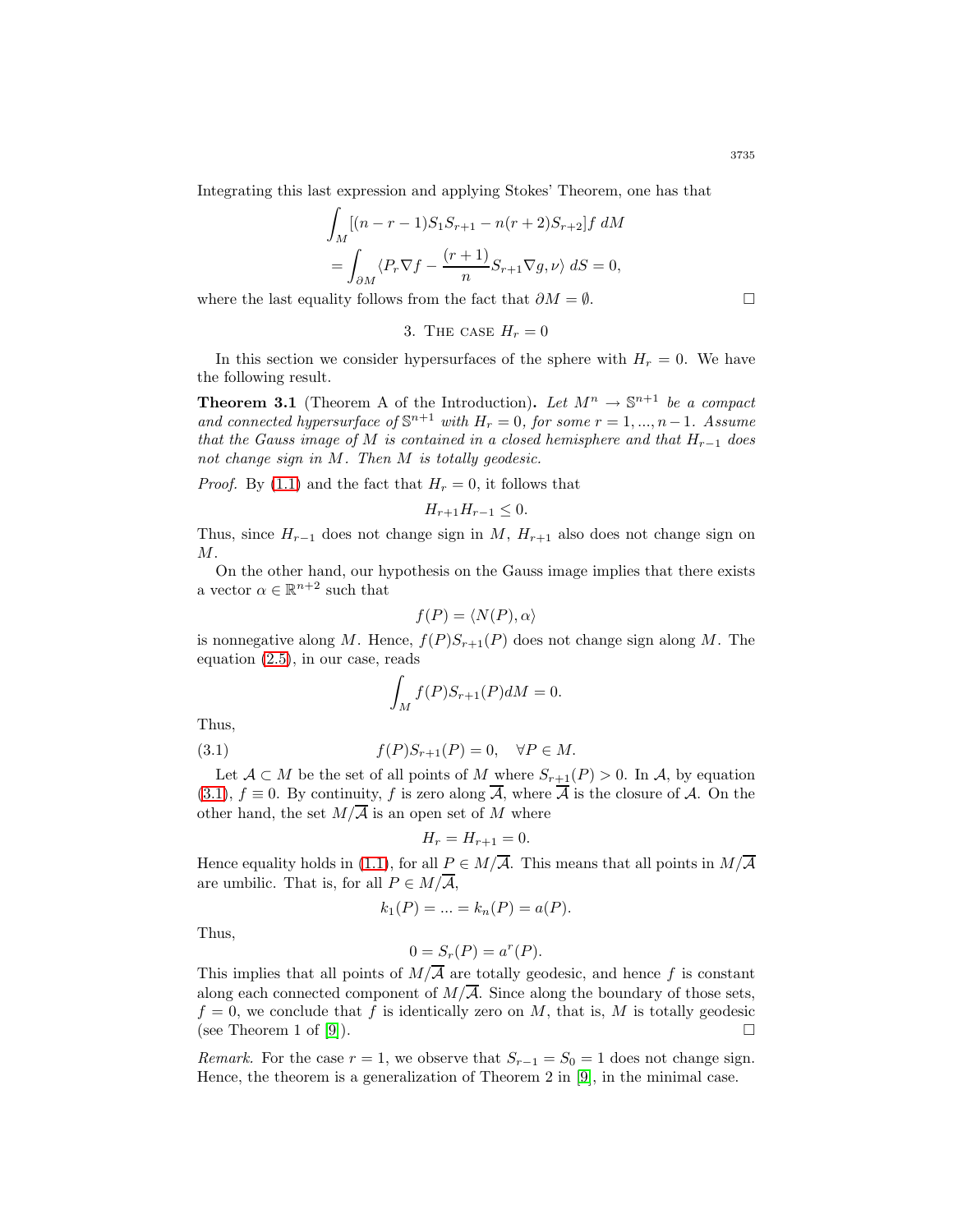Integrating this last expression and applying Stokes' Theorem, one has that

$$\int_M [(n-r-1)S_1 S_{r+1} - n(r+2)S_{r+2}]f\; dM$$
$$= \int_{\partial M} \langle P_r \nabla f - \frac{(r+1)}{n} S_{r+1} \nabla g, \nu \rangle \; dS = 0,$$

where the last equality follows from the fact that $\partial M = \emptyset$. $\square$

## 3. The case $H_r = 0$

In this section we consider hypersurfaces of the sphere with $H_r = 0$. We have the following result.

**Theorem 3.1** (Theorem A of the Introduction)**.** *Let $M^n \to \mathbb{S}^{n+1}$ be a compact and connected hypersurface of $\mathbb{S}^{n+1}$ with $H_r = 0$, for some $r = 1, ..., n-1$. Assume that the Gauss image of $M$ is contained in a closed hemisphere and that $H_{r-1}$ does not change sign in $M$. Then $M$ is totally geodesic.*

*Proof.* By (1.1) and the fact that $H_r = 0$, it follows that

$$H_{r+1} H_{r-1} \leq 0.$$

Thus, since $H_{r-1}$ does not change sign in $M$, $H_{r+1}$ also does not change sign on $M$.

On the other hand, our hypothesis on the Gauss image implies that there exists a vector $\alpha \in \mathbb{R}^{n+2}$ such that

$$f(P) = \langle N(P), \alpha \rangle$$

is nonnegative along $M$. Hence, $f(P)S_{r+1}(P)$ does not change sign along $M$. The equation (2.5), in our case, reads

$$\int_M f(P) S_{r+1}(P) dM = 0.$$

Thus,

$$f(P)S_{r+1}(P) = 0, \quad \forall P \in M. \tag{3.1}$$

Let $\mathcal{A} \subset M$ be the set of all points of $M$ where $S_{r+1}(P) > 0$. In $\mathcal{A}$, by equation (3.1), $f \equiv 0$. By continuity, $f$ is zero along $\overline{\mathcal{A}}$, where $\overline{\mathcal{A}}$ is the closure of $\mathcal{A}$. On the other hand, the set $M/\overline{\mathcal{A}}$ is an open set of $M$ where

$$H_r = H_{r+1} = 0.$$

Hence equality holds in (1.1), for all $P \in M/\overline{\mathcal{A}}$. This means that all points in $M/\overline{\mathcal{A}}$ are umbilic. That is, for all $P \in M/\overline{\mathcal{A}}$,

$$k_1(P) = ... = k_n(P) = a(P).$$

Thus,

$$0 = S_r(P) = a^r(P).$$

This implies that all points of $M/\overline{\mathcal{A}}$ are totally geodesic, and hence $f$ is constant along each connected component of $M/\overline{\mathcal{A}}$. Since along the boundary of those sets, $f = 0$, we conclude that $f$ is identically zero on $M$, that is, $M$ is totally geodesic (see Theorem 1 of [9]). $\square$

*Remark.* For the case $r = 1$, we observe that $S_{r-1} = S_0 = 1$ does not change sign. Hence, the theorem is a generalization of Theorem 2 in [9], in the minimal case.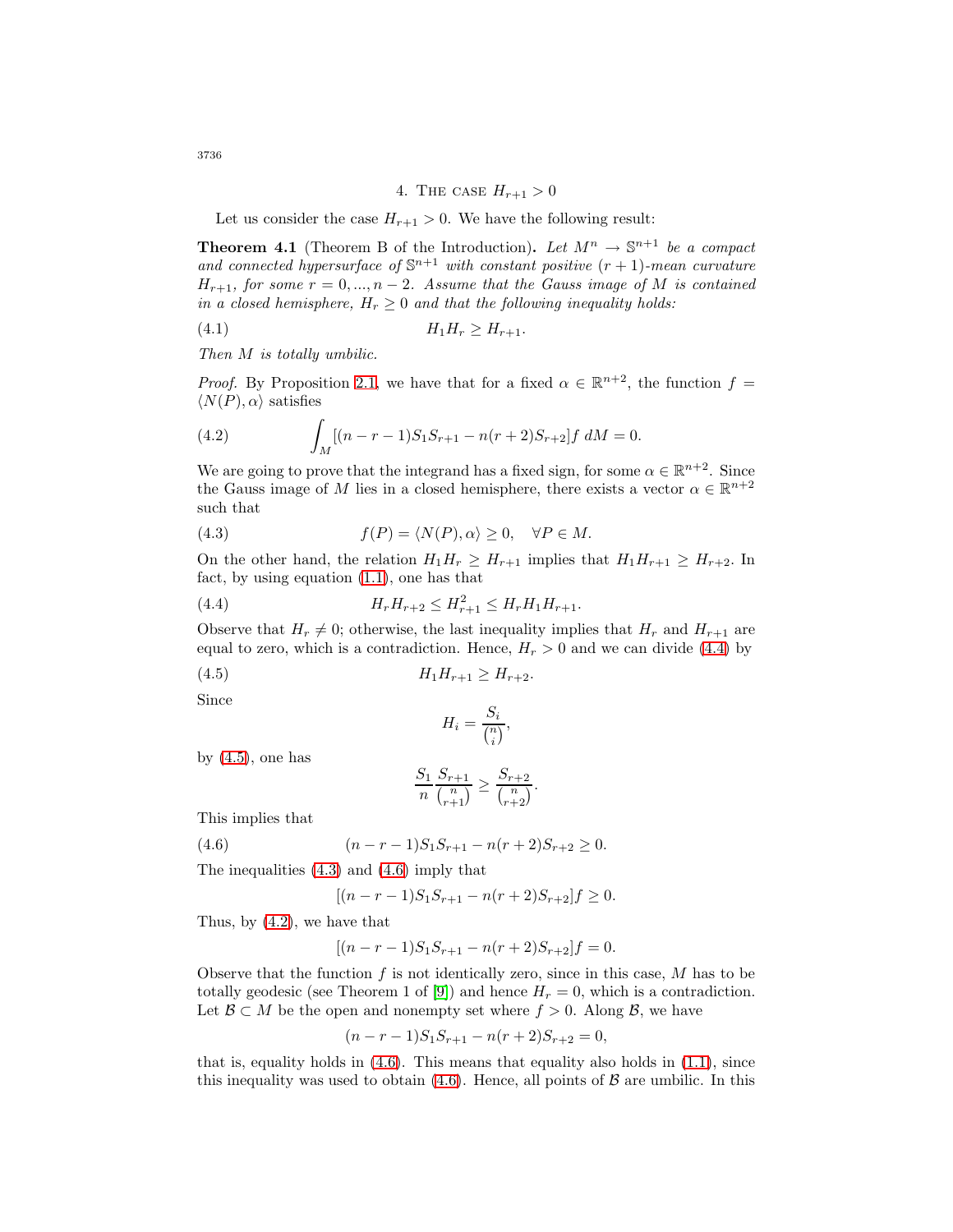## 4. The case $H_{r+1} > 0$

Let us consider the case $H_{r+1} > 0$. We have the following result:

**Theorem 4.1** (Theorem B of the Introduction)**.** *Let $M^n \to \mathbb{S}^{n+1}$ be a compact and connected hypersurface of $\mathbb{S}^{n+1}$ with constant positive $(r+1)$-mean curvature $H_{r+1}$, for some $r = 0, ..., n-2$. Assume that the Gauss image of $M$ is contained in a closed hemisphere, $H_r \geq 0$ and that the following inequality holds:*

$$H_1 H_r \geq H_{r+1}. \tag{4.1}$$

*Then $M$ is totally umbilic.*

*Proof.* By Proposition 2.1, we have that for a fixed $\alpha \in \mathbb{R}^{n+2}$, the function $f = \langle N(P), \alpha \rangle$ satisfies

$$\int_M [(n-r-1)S_1 S_{r+1} - n(r+2)S_{r+2}] f \, dM = 0. \tag{4.2}$$

We are going to prove that the integrand has a fixed sign, for some $\alpha \in \mathbb{R}^{n+2}$. Since the Gauss image of $M$ lies in a closed hemisphere, there exists a vector $\alpha \in \mathbb{R}^{n+2}$ such that

$$f(P) = \langle N(P), \alpha \rangle \geq 0, \quad \forall P \in M. \tag{4.3}$$

On the other hand, the relation $H_1 H_r \geq H_{r+1}$ implies that $H_1 H_{r+1} \geq H_{r+2}$. In fact, by using equation (1.1), one has that

$$H_r H_{r+2} \leq H_{r+1}^2 \leq H_r H_1 H_{r+1}. \tag{4.4}$$

Observe that $H_r \neq 0$; otherwise, the last inequality implies that $H_r$ and $H_{r+1}$ are equal to zero, which is a contradiction. Hence, $H_r > 0$ and we can divide (4.4) by

$$H_1 H_{r+1} \geq H_{r+2}. \tag{4.5}$$

Since

$$H_i = \frac{S_i}{\binom{n}{i}},$$

by (4.5), one has

$$\frac{S_1}{n} \frac{S_{r+1}}{\binom{n}{r+1}} \geq \frac{S_{r+2}}{\binom{n}{r+2}}.$$

This implies that

$$(n-r-1)S_1 S_{r+1} - n(r+2)S_{r+2} \geq 0. \tag{4.6}$$

The inequalities (4.3) and (4.6) imply that

$$[(n-r-1)S_1 S_{r+1} - n(r+2)S_{r+2}] f \geq 0.$$

Thus, by (4.2), we have that

$$[(n-r-1)S_1 S_{r+1} - n(r+2)S_{r+2}] f = 0.$$

Observe that the function $f$ is not identically zero, since in this case, $M$ has to be totally geodesic (see Theorem 1 of [9]) and hence $H_r = 0$, which is a contradiction. Let $\mathcal{B} \subset M$ be the open and nonempty set where $f > 0$. Along $\mathcal{B}$, we have

$$(n-r-1)S_1 S_{r+1} - n(r+2)S_{r+2} = 0,$$

that is, equality holds in (4.6). This means that equality also holds in (1.1), since this inequality was used to obtain (4.6). Hence, all points of $\mathcal{B}$ are umbilic. In this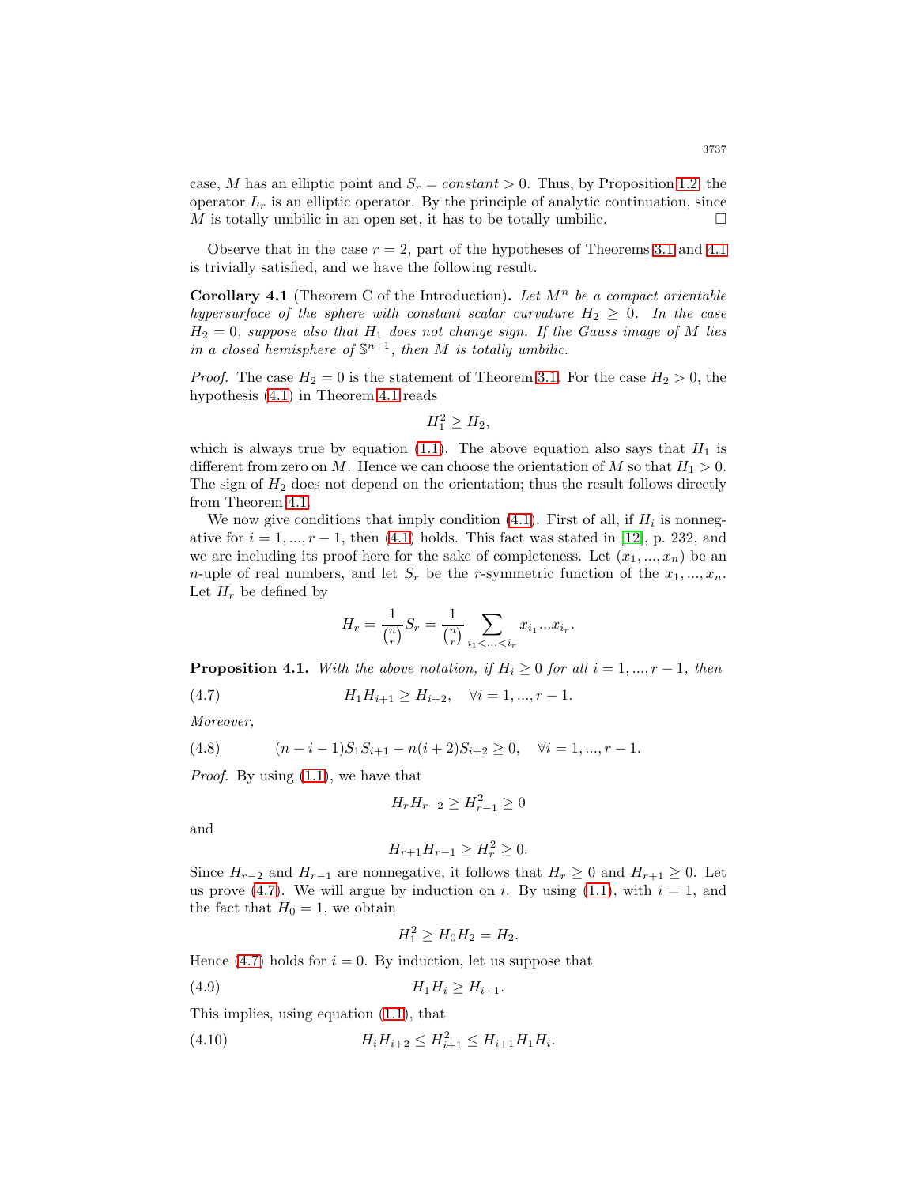case, $M$ has an elliptic point and $S_r = constant > 0$. Thus, by Proposition 1.2, the operator $L_r$ is an elliptic operator. By the principle of analytic continuation, since $M$ is totally umbilic in an open set, it has to be totally umbilic. $\square$

Observe that in the case $r = 2$, part of the hypotheses of Theorems 3.1 and 4.1 is trivially satisfied, and we have the following result.

**Corollary 4.1** (Theorem C of the Introduction)**.** *Let $M^n$ be a compact orientable hypersurface of the sphere with constant scalar curvature $H_2 \geq 0$. In the case $H_2 = 0$, suppose also that $H_1$ does not change sign. If the Gauss image of $M$ lies in a closed hemisphere of $\mathbb{S}^{n+1}$, then $M$ is totally umbilic.*

*Proof.* The case $H_2 = 0$ is the statement of Theorem 3.1. For the case $H_2 > 0$, the hypothesis (4.1) in Theorem 4.1 reads

$$H_1^2 \geq H_2,$$

which is always true by equation (1.1). The above equation also says that $H_1$ is different from zero on $M$. Hence we can choose the orientation of $M$ so that $H_1 > 0$. The sign of $H_2$ does not depend on the orientation; thus the result follows directly from Theorem 4.1.

We now give conditions that imply condition (4.1). First of all, if $H_i$ is nonnegative for $i = 1, ..., r-1$, then (4.1) holds. This fact was stated in [12], p. 232, and we are including its proof here for the sake of completeness. Let $(x_1, ..., x_n)$ be an $n$-uple of real numbers, and let $S_r$ be the $r$-symmetric function of the $x_1, ..., x_n$. Let $H_r$ be defined by

$$H_r = \frac{1}{\binom{n}{r}} S_r = \frac{1}{\binom{n}{r}} \sum_{i_1 < ... < i_r} x_{i_1} ... x_{i_r}.$$

**Proposition 4.1.** *With the above notation, if $H_i \geq 0$ for all $i = 1, ..., r-1$, then*

$$H_1 H_{i+1} \geq H_{i+2}, \quad \forall i = 1, ..., r-1. \tag{4.7}$$

*Moreover,*

$$(n-i-1) S_1 S_{i+1} - n(i+2) S_{i+2} \geq 0, \quad \forall i = 1, ..., r-1. \tag{4.8}$$

*Proof.* By using (1.1), we have that

$$H_r H_{r-2} \geq H_{r-1}^2 \geq 0$$

and

$$H_{r+1} H_{r-1} \geq H_r^2 \geq 0.$$

Since $H_{r-2}$ and $H_{r-1}$ are nonnegative, it follows that $H_r \geq 0$ and $H_{r+1} \geq 0$. Let us prove (4.7). We will argue by induction on $i$. By using (1.1), with $i = 1$, and the fact that $H_0 = 1$, we obtain

$$H_1^2 \geq H_0 H_2 = H_2.$$

Hence (4.7) holds for $i = 0$. By induction, let us suppose that

$$H_1 H_i \geq H_{i+1}. \tag{4.9}$$

This implies, using equation (1.1), that

$$H_i H_{i+2} \leq H_{i+1}^2 \leq H_{i+1} H_1 H_i. \tag{4.10}$$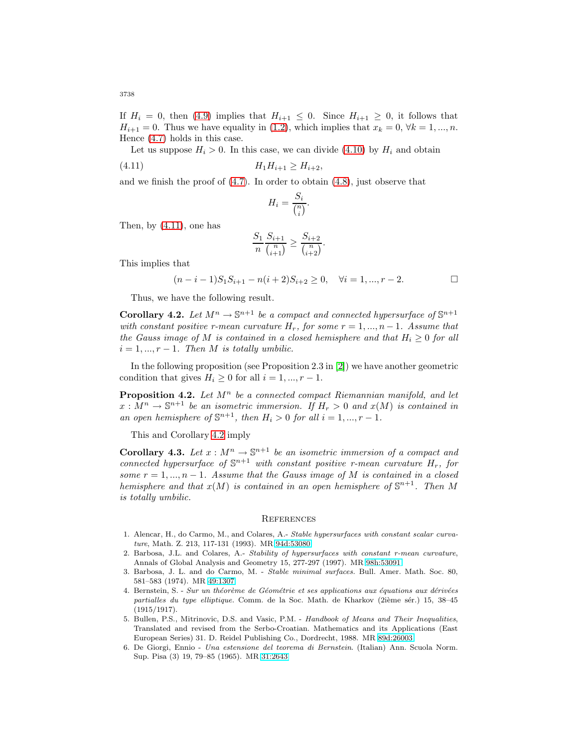If $H_i = 0$, then (4.9) implies that $H_{i+1} \leq 0$. Since $H_{i+1} \geq 0$, it follows that $H_{i+1} = 0$. Thus we have equality in (1.2), which implies that $x_k = 0$, $\forall k = 1, ..., n$. Hence (4.7) holds in this case.

Let us suppose $H_i > 0$. In this case, we can divide (4.10) by $H_i$ and obtain

$$H_1 H_{i+1} \geq H_{i+2}, \tag{4.11}$$

and we finish the proof of (4.7). In order to obtain (4.8), just observe that

$$H_i = \frac{S_i}{\binom{n}{i}}.$$

Then, by (4.11), one has

$$\frac{S_1}{n} \frac{S_{i+1}}{\binom{n}{i+1}} \geq \frac{S_{i+2}}{\binom{n}{i+2}}.$$

This implies that

$$(n-i-1) S_1 S_{i+1} - n(i+2) S_{i+2} \geq 0, \quad \forall i = 1, ..., r-2. \qquad \square$$

Thus, we have the following result.

**Corollary 4.2.** *Let $M^n \to \mathbb{S}^{n+1}$ be a compact and connected hypersurface of $\mathbb{S}^{n+1}$ with constant positive $r$-mean curvature $H_r$, for some $r = 1, ..., n-1$. Assume that the Gauss image of $M$ is contained in a closed hemisphere and that $H_i \geq 0$ for all $i = 1, ..., r-1$. Then $M$ is totally umbilic.*

In the following proposition (see Proposition 2.3 in [2]) we have another geometric condition that gives $H_i \geq 0$ for all $i = 1, ..., r-1$.

**Proposition 4.2.** *Let $M^n$ be a connected compact Riemannian manifold, and let $x : M^n \to \mathbb{S}^{n+1}$ be an isometric immersion. If $H_r > 0$ and $x(M)$ is contained in an open hemisphere of $\mathbb{S}^{n+1}$, then $H_i > 0$ for all $i = 1, ..., r-1$.*

This and Corollary 4.2 imply

**Corollary 4.3.** *Let $x : M^n \to \mathbb{S}^{n+1}$ be an isometric immersion of a compact and connected hypersurface of $\mathbb{S}^{n+1}$ with constant positive $r$-mean curvature $H_r$, for some $r = 1, ..., n-1$. Assume that the Gauss image of $M$ is contained in a closed hemisphere and that $x(M)$ is contained in an open hemisphere of $\mathbb{S}^{n+1}$. Then $M$ is totally umbilic.*

## References

1. Alencar, H., do Carmo, M., and Colares, A.- *Stable hypersurfaces with constant scalar curvature*, Math. Z. 213, 117-131 (1993). MR 94d:53080
2. Barbosa, J.L. and Colares, A.- *Stability of hypersurfaces with constant r-mean curvature*, Annals of Global Analysis and Geometry 15, 277-297 (1997). MR 98h:53091
3. Barbosa, J. L. and do Carmo, M. - *Stable minimal surfaces.* Bull. Amer. Math. Soc. 80, 581–583 (1974). MR 49:1307
4. Bernstein, S. - *Sur un théorème de Géométrie et ses applications aux équations aux dérivées partialles du type elliptique.* Comm. de la Soc. Math. de Kharkov (2ième sér.) 15, 38–45 (1915/1917).
5. Bullen, P.S., Mitrinovic, D.S. and Vasic, P.M. - *Handbook of Means and Their Inequalities*, Translated and revised from the Serbo-Croatian. Mathematics and its Applications (East European Series) 31. D. Reidel Publishing Co., Dordrecht, 1988. MR 89d:26003
6. De Giorgi, Ennio - *Una estensione del teorema di Bernstein*. (Italian) Ann. Scuola Norm. Sup. Pisa (3) 19, 79–85 (1965). MR 31:2643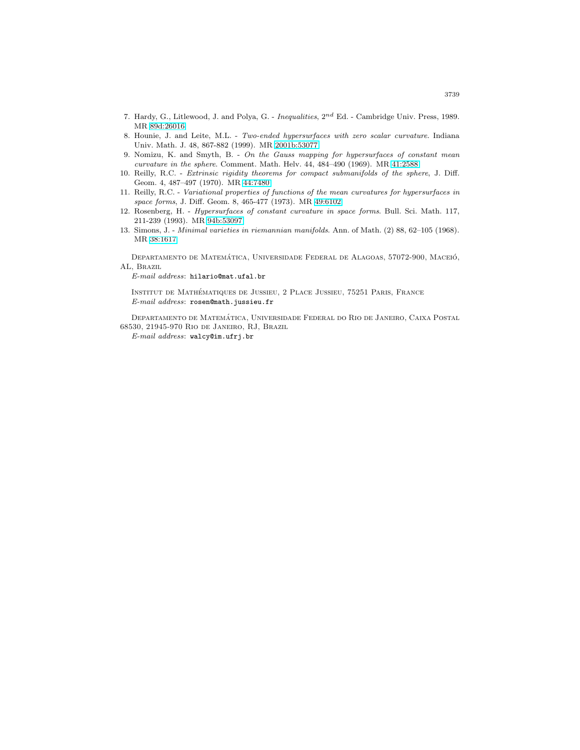7. Hardy, G., Litlewood, J. and Polya, G. - *Inequalities*, $2^{nd}$ Ed. - Cambridge Univ. Press, 1989. MR 89d:26016
8. Hounie, J. and Leite, M.L. - *Two-ended hypersurfaces with zero scalar curvature*. Indiana Univ. Math. J. 48, 867-882 (1999). MR 2001b:53077
9. Nomizu, K. and Smyth, B. - *On the Gauss mapping for hypersurfaces of constant mean curvature in the sphere*. Comment. Math. Helv. 44, 484–490 (1969). MR 41:2588
10. Reilly, R.C. - *Extrinsic rigidity theorems for compact submanifolds of the sphere*, J. Diff. Geom. 4, 487–497 (1970). MR 44:7480
11. Reilly, R.C. - *Variational properties of functions of the mean curvatures for hypersurfaces in space forms*, J. Diff. Geom. 8, 465-477 (1973). MR 49:6102
12. Rosenberg, H. - *Hypersurfaces of constant curvature in space forms*. Bull. Sci. Math. 117, 211-239 (1993). MR 94b:53097
13. Simons, J. - *Minimal varieties in riemannian manifolds*. Ann. of Math. (2) 88, 62–105 (1968). MR 38:1617

Departamento de Matemática, Universidade Federal de Alagoas, 57072-900, Maceió, AL, Brazil

*E-mail address*: hilario@mat.ufal.br

Institut de Mathématiques de Jussieu, 2 Place Jussieu, 75251 Paris, France

*E-mail address*: rosen@math.jussieu.fr

Departamento de Matemática, Universidade Federal do Rio de Janeiro, Caixa Postal 68530, 21945-970 Rio de Janeiro, RJ, Brazil

*E-mail address*: walcy@im.ufrj.br